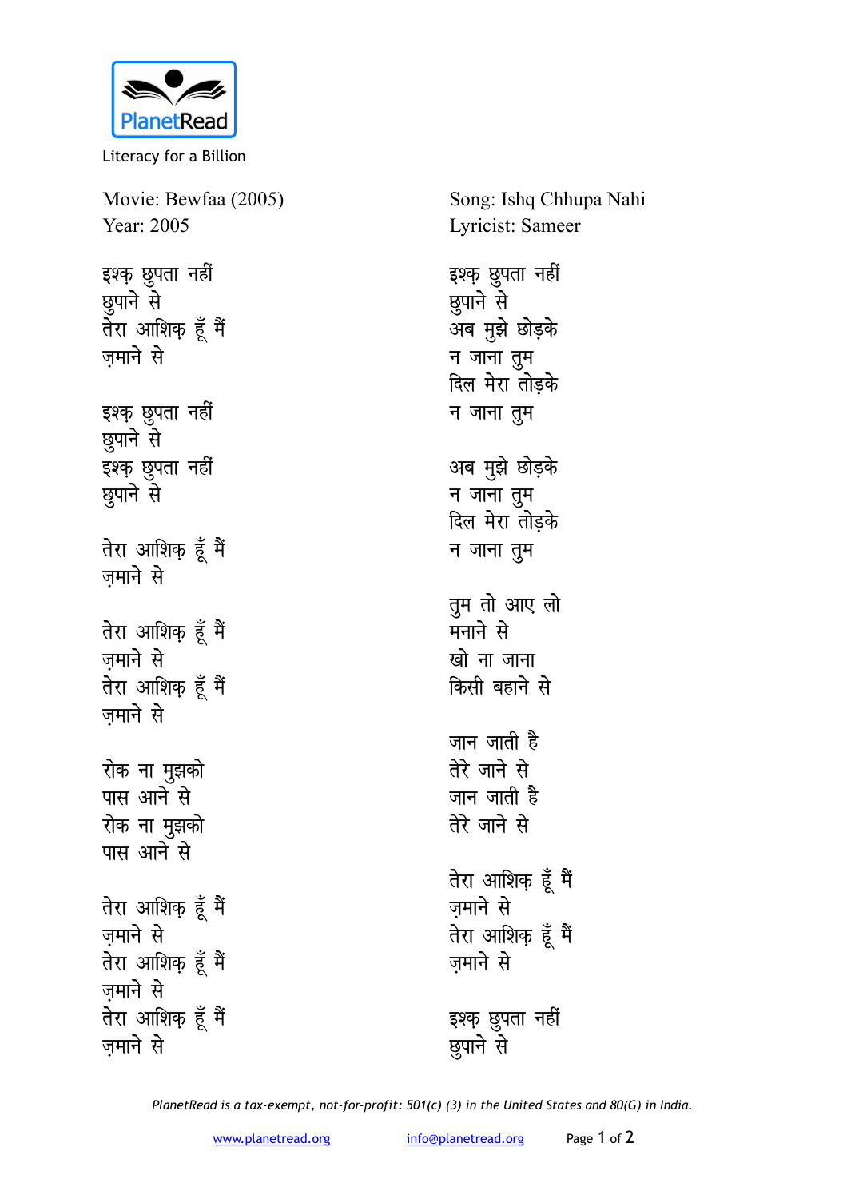PlanetRead

Literacy for a Billion

Movie: Bewfaa (2005)
Year: 2005

Song: Ishq Chhupa Nahi
Lyricist: Sameer

इश्क़ छुपता नहीं
छुपाने से
तेरा आशिक़ हूँ मैं
ज़माने से

इश्क़ छुपता नहीं
छुपाने से
इश्क़ छुपता नहीं
छुपाने से

तेरा आशिक़ हूँ मैं
ज़माने से

तेरा आशिक़ हूँ मैं
ज़माने से
तेरा आशिक़ हूँ मैं
ज़माने से

रोक ना मुझको
पास आने से
रोक ना मुझको
पास आने से

तेरा आशिक़ हूँ मैं
ज़माने से
तेरा आशिक़ हूँ मैं
ज़माने से
तेरा आशिक़ हूँ मैं
ज़माने से

इश्क़ छुपता नहीं
छुपाने से
अब मुझे छोड़के
न जाना तुम
दिल मेरा तोड़के
न जाना तुम

अब मुझे छोड़के
न जाना तुम
दिल मेरा तोड़के
न जाना तुम

तुम तो आए लो
मनाने से
खो ना जाना
किसी बहाने से

जान जाती है
तेरे जाने से
जान जाती है
तेरे जाने से

तेरा आशिक़ हूँ मैं
ज़माने से
तेरा आशिक़ हूँ मैं
ज़माने से

इश्क़ छुपता नहीं
छुपाने से

*PlanetRead is a tax-exempt, not-for-profit: 501(c) (3) in the United States and 80(G) in India.*

www.planetread.org info@planetread.org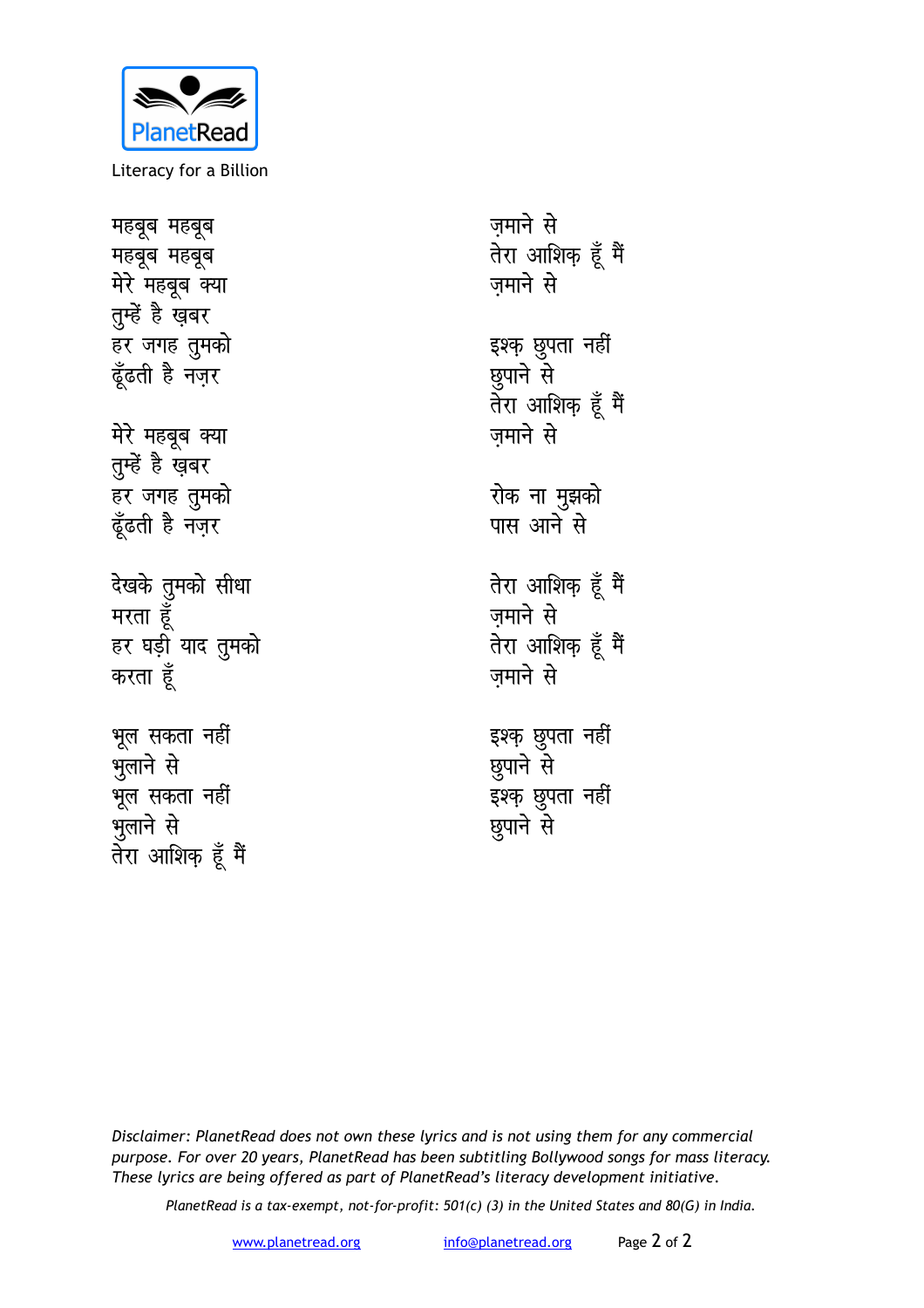PlanetRead

Literacy for a Billion

महबूब महबूब
महबूब महबूब
मेरे महबूब क्या
तुम्हें है ख़बर
हर जगह तुमको
ढूँढती है नज़र

मेरे महबूब क्या
तुम्हें है ख़बर
हर जगह तुमको
ढूँढती है नज़र

देखके तुमको सीधा
मरता हूँ
हर घड़ी याद तुमको
करता हूँ

भूल सकता नहीं
भुलाने से
भूल सकता नहीं
भुलाने से
तेरा आशिक़ हूँ मैं

ज़माने से
तेरा आशिक़ हूँ मैं
ज़माने से

इश्क़ छुपता नहीं
छुपाने से
तेरा आशिक़ हूँ मैं
ज़माने से

रोक ना मुझको
पास आने से

तेरा आशिक़ हूँ मैं
ज़माने से
तेरा आशिक़ हूँ मैं
ज़माने से

इश्क़ छुपता नहीं
छुपाने से
इश्क़ छुपता नहीं
छुपाने से

*Disclaimer: PlanetRead does not own these lyrics and is not using them for any commercial purpose. For over 20 years, PlanetRead has been subtitling Bollywood songs for mass literacy. These lyrics are being offered as part of PlanetRead's literacy development initiative.*

*PlanetRead is a tax-exempt, not-for-profit: 501(c) (3) in the United States and 80(G) in India.*

www.planetread.org info@planetread.org